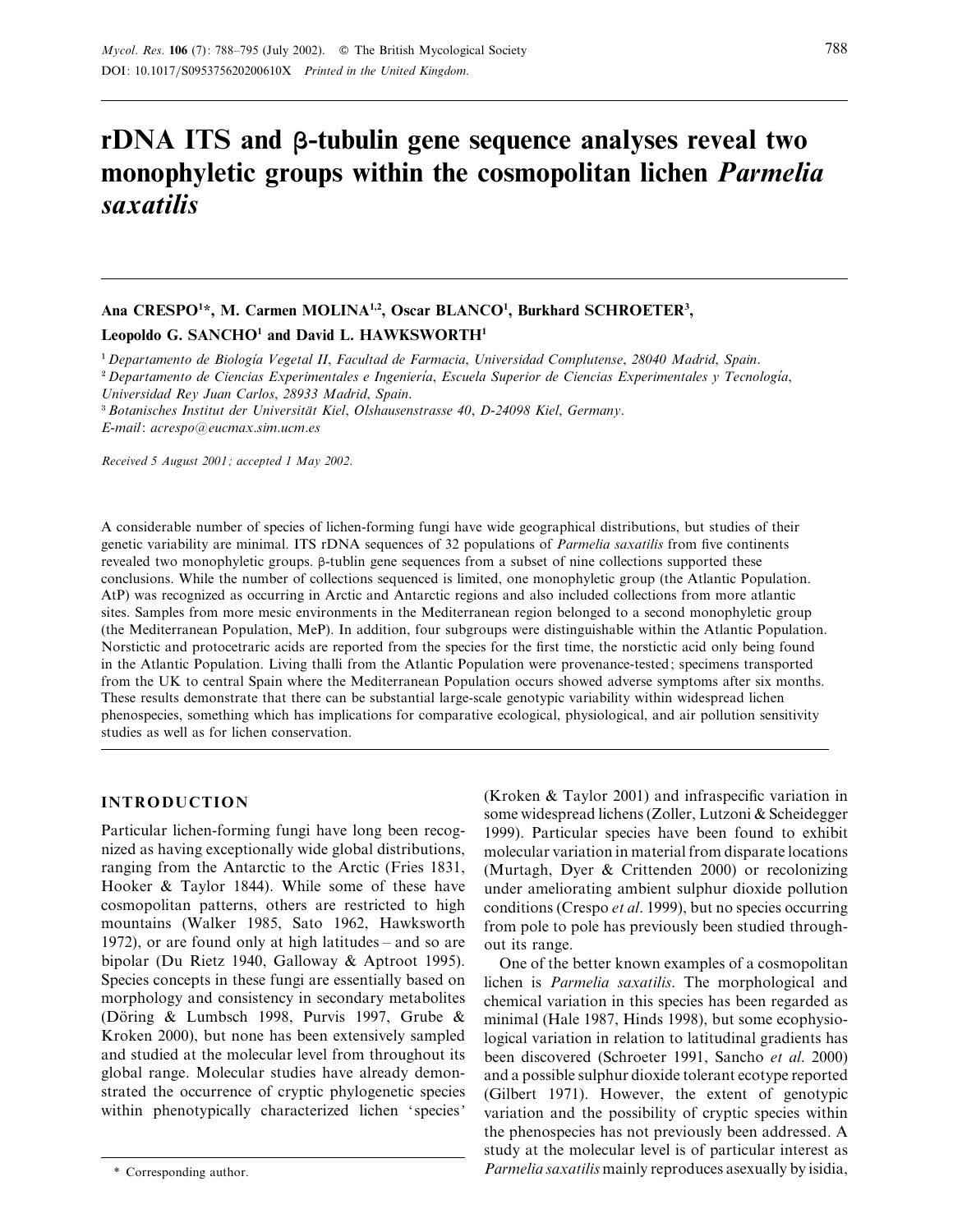# rDNA ITS and β-tubulin gene sequence analyses reveal two monophyletic groups within the cosmopolitan lichen *Parmelia saxatilis*

**Ana CRESPO[1]*, M. Carmen MOLINA[1,2], Oscar BLANCO[1], Burkhard SCHROETER[3], Leopoldo G. SANCHO[1] and David L. HAWKSWORTH[1]**

[1] *Departamento de Biología Vegetal II, Facultad de Farmacia, Universidad Complutense, 28040 Madrid, Spain.*
[2] *Departamento de Ciencias Experimentales e Ingeniería, Escuela Superior de Ciencias Experimentales y Tecnología, Universidad Rey Juan Carlos, 28933 Madrid, Spain.*
[3] *Botanisches Institut der Universität Kiel, Olshausenstrasse 40, D-24098 Kiel, Germany.*
*E-mail*: *acrespo@eucmax.sim.ucm.es*

*Received 5 August 2001; accepted 1 May 2002.*

A considerable number of species of lichen-forming fungi have wide geographical distributions, but studies of their genetic variability are minimal. ITS rDNA sequences of 32 populations of *Parmelia saxatilis* from five continents revealed two monophyletic groups. β-tublin gene sequences from a subset of nine collections supported these conclusions. While the number of collections sequenced is limited, one monophyletic group (the Atlantic Population. AtP) was recognized as occurring in Arctic and Antarctic regions and also included collections from more atlantic sites. Samples from more mesic environments in the Mediterranean region belonged to a second monophyletic group (the Mediterranean Population, MeP). In addition, four subgroups were distinguishable within the Atlantic Population. Norstictic and protocetraric acids are reported from the species for the first time, the norstictic acid only being found in the Atlantic Population. Living thalli from the Atlantic Population were provenance-tested; specimens transported from the UK to central Spain where the Mediterranean Population occurs showed adverse symptoms after six months. These results demonstrate that there can be substantial large-scale genotypic variability within widespread lichen phenospecies, something which has implications for comparative ecological, physiological, and air pollution sensitivity studies as well as for lichen conservation.

## INTRODUCTION

Particular lichen-forming fungi have long been recognized as having exceptionally wide global distributions, ranging from the Antarctic to the Arctic (Fries 1831, Hooker & Taylor 1844). While some of these have cosmopolitan patterns, others are restricted to high mountains (Walker 1985, Sato 1962, Hawksworth 1972), or are found only at high latitudes – and so are bipolar (Du Rietz 1940, Galloway & Aptroot 1995). Species concepts in these fungi are essentially based on morphology and consistency in secondary metabolites (Döring & Lumbsch 1998, Purvis 1997, Grube & Kroken 2000), but none has been extensively sampled and studied at the molecular level from throughout its global range. Molecular studies have already demonstrated the occurrence of cryptic phylogenetic species within phenotypically characterized lichen 'species' (Kroken & Taylor 2001) and infraspecific variation in some widespread lichens (Zoller, Lutzoni & Scheidegger 1999). Particular species have been found to exhibit molecular variation in material from disparate locations (Murtagh, Dyer & Crittenden 2000) or recolonizing under ameliorating ambient sulphur dioxide pollution conditions (Crespo *et al.* 1999), but no species occurring from pole to pole has previously been studied throughout its range.

One of the better known examples of a cosmopolitan lichen is *Parmelia saxatilis*. The morphological and chemical variation in this species has been regarded as minimal (Hale 1987, Hinds 1998), but some ecophysiological variation in relation to latitudinal gradients has been discovered (Schroeter 1991, Sancho *et al.* 2000) and a possible sulphur dioxide tolerant ecotype reported (Gilbert 1971). However, the extent of genotypic variation and the possibility of cryptic species within the phenospecies has not previously been addressed. A study at the molecular level is of particular interest as *Parmelia saxatilis* mainly reproduces asexually by isidia,

\* Corresponding author.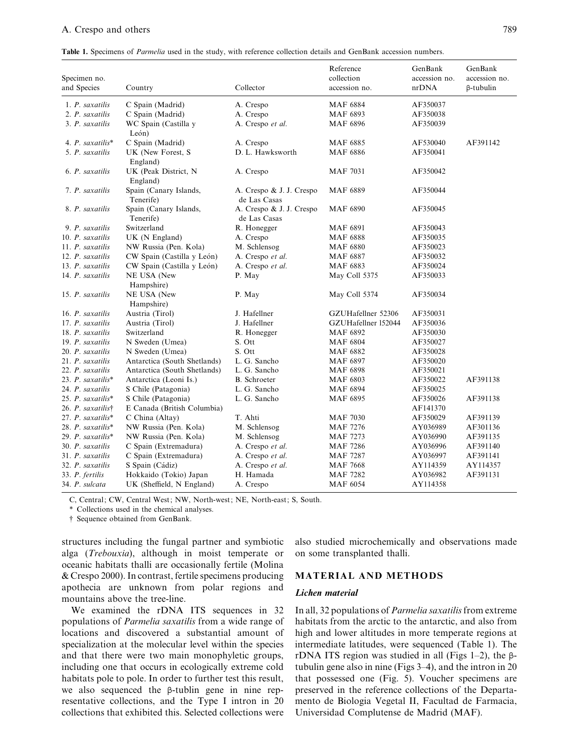**Table 1.** Specimens of *Parmelia* used in the study, with reference collection details and GenBank accession numbers.

| Specimen no. and Species | Country | Collector | Reference collection accession no. | GenBank accession no. nrDNA | GenBank accession no. β-tubulin |
|---|---|---|---|---|---|
| 1. *P. saxatilis* | C Spain (Madrid) | A. Crespo | MAF 6884 | AF350037 | |
| 2. *P. saxatilis* | C Spain (Madrid) | A. Crespo | MAF 6893 | AF350038 | |
| 3. *P. saxatilis* | WC Spain (Castilla y León) | A. Crespo *et al.* | MAF 6896 | AF350039 | |
| 4. *P. saxatilis*\* | C Spain (Madrid) | A. Crespo | MAF 6885 | AF530040 | AF391142 |
| 5. *P. saxatilis* | UK (New Forest, S England) | D. L. Hawksworth | MAF 6886 | AF350041 | |
| 6. *P. saxatilis* | UK (Peak District, N England) | A. Crespo | MAF 7031 | AF350042 | |
| 7. *P. saxatilis* | Spain (Canary Islands, Tenerife) | A. Crespo & J. J. Crespo de Las Casas | MAF 6889 | AF350044 | |
| 8. *P. saxatilis* | Spain (Canary Islands, Tenerife) | A. Crespo & J. J. Crespo de Las Casas | MAF 6890 | AF350045 | |
| 9. *P. saxatilis* | Switzerland | R. Honegger | MAF 6891 | AF350043 | |
| 10. *P. saxatilis* | UK (N England) | A. Crespo | MAF 6888 | AF350035 | |
| 11. *P. saxatilis* | NW Russia (Pen. Kola) | M. Schlensog | MAF 6880 | AF350023 | |
| 12. *P. saxatilis* | CW Spain (Castilla y León) | A. Crespo *et al.* | MAF 6887 | AF350032 | |
| 13. *P. saxatilis* | CW Spain (Castilla y León) | A. Crespo *et al.* | MAF 6883 | AF350024 | |
| 14. *P. saxatilis* | NE USA (New Hampshire) | P. May | May Coll 5375 | AF350033 | |
| 15. *P. saxatilis* | NE USA (New Hampshire) | P. May | May Coll 5374 | AF350034 | |
| 16. *P. saxatilis* | Austria (Tirol) | J. Hafellner | GZUHafellner 52306 | AF350031 | |
| 17. *P. saxatilis* | Austria (Tirol) | J. Hafellner | GZUHafellner l52044 | AF350036 | |
| 18. *P. saxatilis* | Switzerland | R. Honegger | MAF 6892 | AF350030 | |
| 19. *P. saxatilis* | N Sweden (Umea) | S. Ott | MAF 6804 | AF350027 | |
| 20. *P. saxatilis* | N Sweden (Umea) | S. Ott | MAF 6882 | AF350028 | |
| 21. *P. saxatilis* | Antarctica (South Shetlands) | L. G. Sancho | MAF 6897 | AF350020 | |
| 22. *P. saxatilis* | Antarctica (South Shetlands) | L. G. Sancho | MAF 6898 | AF350021 | |
| 23. *P. saxatilis*\* | Antarctica (Leoni Is.) | B. Schroeter | MAF 6803 | AF350022 | AF391138 |
| 24. *P. saxatilis* | S Chile (Patagonia) | L. G. Sancho | MAF 6894 | AF350025 | |
| 25. *P. saxatilis*\* | S Chile (Patagonia) | L. G. Sancho | MAF 6895 | AF350026 | AF391138 |
| 26. *P. saxatilis*† | E Canada (British Columbia) | | | AF141370 | |
| 27. *P. saxatilis*\* | C China (Altay) | T. Ahti | MAF 7030 | AF350029 | AF391139 |
| 28. *P. saxatilis*\* | NW Russia (Pen. Kola) | M. Schlensog | MAF 7276 | AY036989 | AF301136 |
| 29. *P. saxatilis*\* | NW Russia (Pen. Kola) | M. Schlensog | MAF 7273 | AY036990 | AF391135 |
| 30. *P. saxatilis* | C Spain (Extremadura) | A. Crespo *et al.* | MAF 7286 | AY036996 | AF391140 |
| 31. *P. saxatilis* | C Spain (Extremadura) | A. Crespo *et al.* | MAF 7287 | AY036997 | AF391141 |
| 32. *P. saxatilis* | S Spain (Cádiz) | A. Crespo *et al.* | MAF 7668 | AY114359 | AY114357 |
| 33. *P. fertilis* | Hokkaido (Tokio) Japan | H. Hamada | MAF 7282 | AY036982 | AF391131 |
| 34. *P. sulcata* | UK (Sheffield, N England) | A. Crespo | MAF 6054 | AY114358 | |

C, Central; CW, Central West; NW, North-west; NE, North-east; S, South.

\* Collections used in the chemical analyses.

† Sequence obtained from GenBank.

structures including the fungal partner and symbiotic alga (*Trebouxia*), although in moist temperate or oceanic habitats thalli are occasionally fertile (Molina & Crespo 2000). In contrast, fertile specimens producing apothecia are unknown from polar regions and mountains above the tree-line.

We examined the rDNA ITS sequences in 32 populations of *Parmelia saxatilis* from a wide range of locations and discovered a substantial amount of specialization at the molecular level within the species and that there were two main monophyletic groups, including one that occurs in ecologically extreme cold habitats pole to pole. In order to further test this result, we also sequenced the β-tublin gene in nine representative collections, and the Type I intron in 20 collections that exhibited this. Selected collections were also studied microchemically and observations made on some transplanted thalli.

## MATERIAL AND METHODS

### Lichen material

In all, 32 populations of *Parmelia saxatilis* from extreme habitats from the arctic to the antarctic, and also from high and lower altitudes in more temperate regions at intermediate latitudes, were sequenced (Table 1). The rDNA ITS region was studied in all (Figs 1–2), the β-tubulin gene also in nine (Figs 3–4), and the intron in 20 that possessed one (Fig. 5). Voucher specimens are preserved in the reference collections of the Departamento de Biologia Vegetal II, Facultad de Farmacia, Universidad Complutense de Madrid (MAF).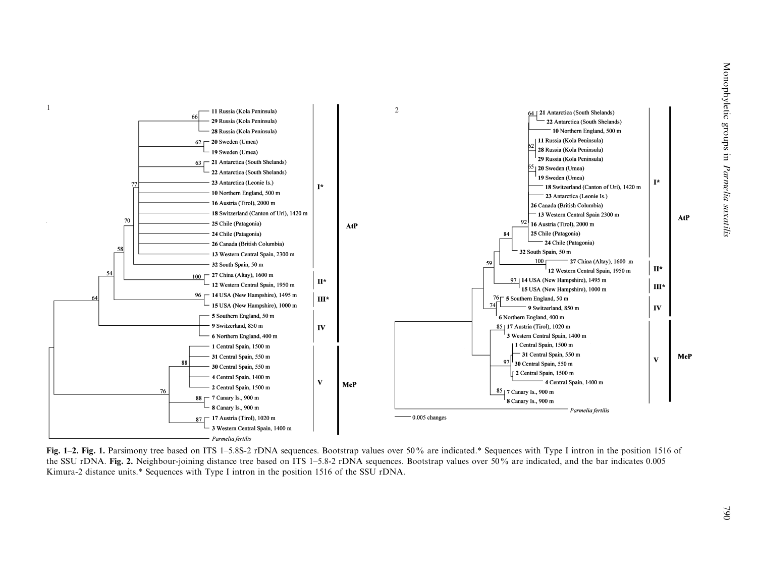Fig. 1–2. **Fig. 1.** Parsimony tree based on ITS 1–5.8S-2 rDNA sequences. Bootstrap values over 50% are indicated.* Sequences with Type I intron in the position 1516 of the SSU rDNA. **Fig. 2.** Neighbour-joining distance tree based on ITS 1–5.8-2 rDNA sequences. Bootstrap values over 50% are indicated, and the bar indicates 0.005 Kimura-2 distance units.* Sequences with Type I intron in the position 1516 of the SSU rDNA.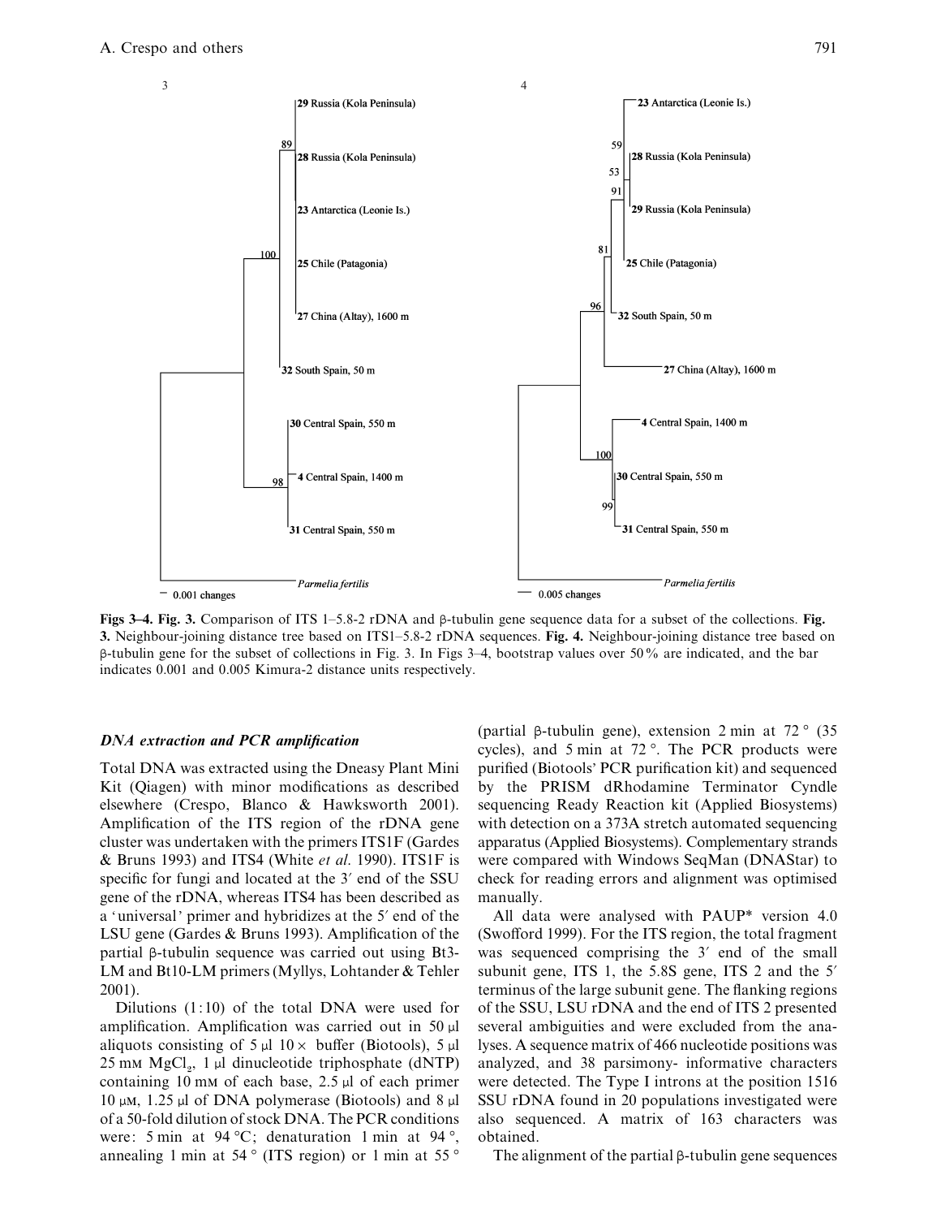**Figs 3–4. Fig. 3.** Comparison of ITS 1–5.8-2 rDNA and β-tubulin gene sequence data for a subset of the collections. **Fig. 3.** Neighbour-joining distance tree based on ITS1–5.8-2 rDNA sequences. **Fig. 4.** Neighbour-joining distance tree based on β-tubulin gene for the subset of collections in Fig. 3. In Figs 3–4, bootstrap values over 50% are indicated, and the bar indicates 0.001 and 0.005 Kimura-2 distance units respectively.

### *DNA extraction and PCR amplification*

Total DNA was extracted using the Dneasy Plant Mini Kit (Qiagen) with minor modifications as described elsewhere (Crespo, Blanco & Hawksworth 2001). Amplification of the ITS region of the rDNA gene cluster was undertaken with the primers ITS1F (Gardes & Bruns 1993) and ITS4 (White *et al*. 1990). ITS1F is specific for fungi and located at the 3′ end of the SSU gene of the rDNA, whereas ITS4 has been described as a 'universal' primer and hybridizes at the 5′ end of the LSU gene (Gardes & Bruns 1993). Amplification of the partial β-tubulin sequence was carried out using Bt3-LM and Bt10-LM primers (Myllys, Lohtander & Tehler 2001).

Dilutions (1:10) of the total DNA were used for amplification. Amplification was carried out in 50 μl aliquots consisting of 5 μl 10× buffer (Biotools), 5 μl 25 mM $MgCl_2$, 1 μl dinucleotide triphosphate (dNTP) containing 10 mM of each base, 2.5 μl of each primer 10 μM, 1.25 μl of DNA polymerase (Biotools) and 8 μl of a 50-fold dilution of stock DNA. The PCR conditions were: 5 min at 94 °C; denaturation 1 min at 94 °, annealing 1 min at 54 ° (ITS region) or 1 min at 55 ° (partial β-tubulin gene), extension 2 min at 72 ° (35 cycles), and 5 min at 72 °. The PCR products were purified (Biotools' PCR purification kit) and sequenced by the PRISM dRhodamine Terminator Cyndle sequencing Ready Reaction kit (Applied Biosystems) with detection on a 373A stretch automated sequencing apparatus (Applied Biosystems). Complementary strands were compared with Windows SeqMan (DNAStar) to check for reading errors and alignment was optimised manually.

All data were analysed with PAUP* version 4.0 (Swofford 1999). For the ITS region, the total fragment was sequenced comprising the 3′ end of the small subunit gene, ITS 1, the 5.8S gene, ITS 2 and the 5′ terminus of the large subunit gene. The flanking regions of the SSU, LSU rDNA and the end of ITS 2 presented several ambiguities and were excluded from the analyses. A sequence matrix of 466 nucleotide positions was analyzed, and 38 parsimony- informative characters were detected. The Type I introns at the position 1516 SSU rDNA found in 20 populations investigated were also sequenced. A matrix of 163 characters was obtained.

The alignment of the partial β-tubulin gene sequences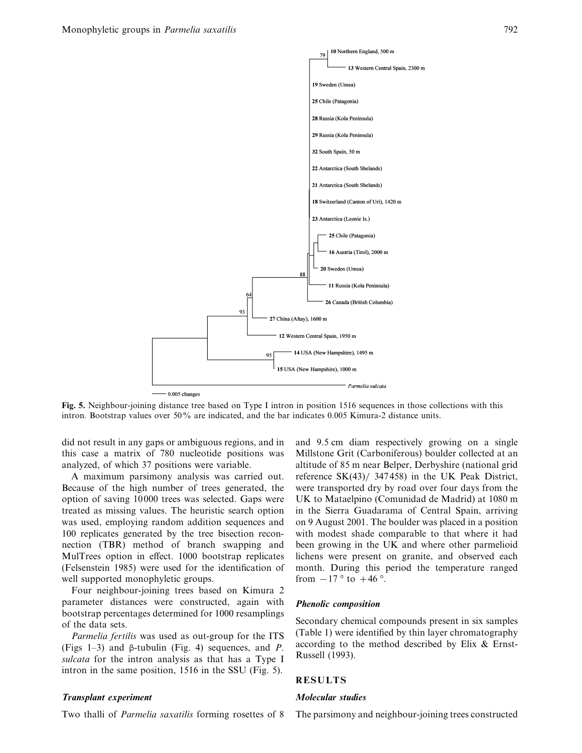**Fig. 5.** Neighbour-joining distance tree based on Type I intron in position 1516 sequences in those collections with this intron. Bootstrap values over 50% are indicated, and the bar indicates 0.005 Kimura-2 distance units.

did not result in any gaps or ambiguous regions, and in this case a matrix of 780 nucleotide positions was analyzed, of which 37 positions were variable.

A maximum parsimony analysis was carried out. Because of the high number of trees generated, the option of saving 10000 trees was selected. Gaps were treated as missing values. The heuristic search option was used, employing random addition sequences and 100 replicates generated by the tree bisection reconnection (TBR) method of branch swapping and MulTrees option in effect. 1000 bootstrap replicates (Felsenstein 1985) were used for the identification of well supported monophyletic groups.

Four neighbour-joining trees based on Kimura 2 parameter distances were constructed, again with bootstrap percentages determined for 1000 resamplings of the data sets.

*Parmelia fertilis* was used as out-group for the ITS (Figs 1–3) and β-tubulin (Fig. 4) sequences, and *P. sulcata* for the intron analysis as that has a Type I intron in the same position, 1516 in the SSU (Fig. 5).

### *Transplant experiment*

Two thalli of *Parmelia saxatilis* forming rosettes of 8 and 9.5 cm diam respectively growing on a single Millstone Grit (Carboniferous) boulder collected at an altitude of 85 m near Belper, Derbyshire (national grid reference SK(43)/ 347458) in the UK Peak District, were transported dry by road over four days from the UK to Mataelpino (Comunidad de Madrid) at 1080 m in the Sierra Guadarama of Central Spain, arriving on 9 August 2001. The boulder was placed in a position with modest shade comparable to that where it had been growing in the UK and where other parmelioid lichens were present on granite, and observed each month. During this period the temperature ranged from $-17°$ to $+46°$.

### *Phenolic composition*

Secondary chemical compounds present in six samples (Table 1) were identified by thin layer chromatography according to the method described by Elix & Ernst-Russell (1993).

## RESULTS

### *Molecular studies*

The parsimony and neighbour-joining trees constructed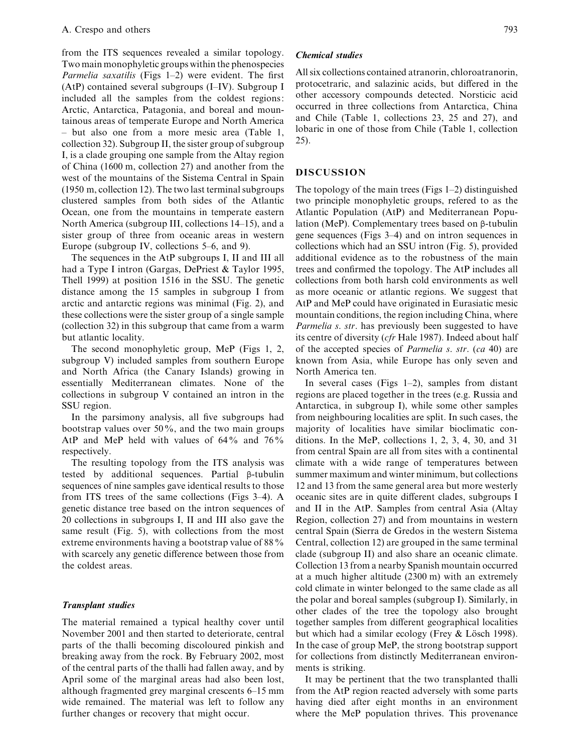from the ITS sequences revealed a similar topology. Two main monophyletic groups within the phenospecies *Parmelia saxatilis* (Figs 1–2) were evident. The first (AtP) contained several subgroups (I–IV). Subgroup I included all the samples from the coldest regions: Arctic, Antarctica, Patagonia, and boreal and mountainous areas of temperate Europe and North America – but also one from a more mesic area (Table 1, collection 32). Subgroup II, the sister group of subgroup I, is a clade grouping one sample from the Altay region of China (1600 m, collection 27) and another from the west of the mountains of the Sistema Central in Spain (1950 m, collection 12). The two last terminal subgroups clustered samples from both sides of the Atlantic Ocean, one from the mountains in temperate eastern North America (subgroup III, collections 14–15), and a sister group of three from oceanic areas in western Europe (subgroup IV, collections 5–6, and 9).

The sequences in the AtP subgroups I, II and III all had a Type I intron (Gargas, DePriest & Taylor 1995, Thell 1999) at position 1516 in the SSU. The genetic distance among the 15 samples in subgroup I from arctic and antarctic regions was minimal (Fig. 2), and these collections were the sister group of a single sample (collection 32) in this subgroup that came from a warm but atlantic locality.

The second monophyletic group, MeP (Figs 1, 2, subgroup V) included samples from southern Europe and North Africa (the Canary Islands) growing in essentially Mediterranean climates. None of the collections in subgroup V contained an intron in the SSU region.

In the parsimony analysis, all five subgroups had bootstrap values over 50%, and the two main groups AtP and MeP held with values of 64% and 76% respectively.

The resulting topology from the ITS analysis was tested by additional sequences. Partial β-tubulin sequences of nine samples gave identical results to those from ITS trees of the same collections (Figs 3–4). A genetic distance tree based on the intron sequences of 20 collections in subgroups I, II and III also gave the same result (Fig. 5), with collections from the most extreme environments having a bootstrap value of 88% with scarcely any genetic difference between those from the coldest areas.

### *Transplant studies*

The material remained a typical healthy cover until November 2001 and then started to deteriorate, central parts of the thalli becoming discoloured pinkish and breaking away from the rock. By February 2002, most of the central parts of the thalli had fallen away, and by April some of the marginal areas had also been lost, although fragmented grey marginal crescents 6–15 mm wide remained. The material was left to follow any further changes or recovery that might occur.

### *Chemical studies*

All six collections contained atranorin, chloroatranorin, protocetraric, and salazinic acids, but differed in the other accessory compounds detected. Norsticic acid occurred in three collections from Antarctica, China and Chile (Table 1, collections 23, 25 and 27), and lobaric in one of those from Chile (Table 1, collection 25).

## DISCUSSION

The topology of the main trees (Figs 1–2) distinguished two principle monophyletic groups, refered to as the Atlantic Population (AtP) and Mediterranean Population (MeP). Complementary trees based on β-tubulin gene sequences (Figs 3–4) and on intron sequences in collections which had an SSU intron (Fig. 5), provided additional evidence as to the robustness of the main trees and confirmed the topology. The AtP includes all collections from both harsh cold environments as well as more oceanic or atlantic regions. We suggest that AtP and MeP could have originated in Eurasiatic mesic mountain conditions, the region including China, where *Parmelia s. str*. has previously been suggested to have its centre of diversity (*cfr* Hale 1987). Indeed about half of the accepted species of *Parmelia s. str*. (*ca* 40) are known from Asia, while Europe has only seven and North America ten.

In several cases (Figs 1–2), samples from distant regions are placed together in the trees (e.g. Russia and Antarctica, in subgroup I), while some other samples from neighbouring localities are split. In such cases, the majority of localities have similar bioclimatic conditions. In the MeP, collections 1, 2, 3, 4, 30, and 31 from central Spain are all from sites with a continental climate with a wide range of temperatures between summer maximum and winter minimum, but collections 12 and 13 from the same general area but more westerly oceanic sites are in quite different clades, subgroups I and II in the AtP. Samples from central Asia (Altay Region, collection 27) and from mountains in western central Spain (Sierra de Gredos in the western Sistema Central, collection 12) are grouped in the same terminal clade (subgroup II) and also share an oceanic climate. Collection 13 from a nearby Spanish mountain occurred at a much higher altitude (2300 m) with an extremely cold climate in winter belonged to the same clade as all the polar and boreal samples (subgroup I). Similarly, in other clades of the tree the topology also brought together samples from different geographical localities but which had a similar ecology (Frey & Lösch 1998). In the case of group MeP, the strong bootstrap support for collections from distinctly Mediterranean environments is striking.

It may be pertinent that the two transplanted thalli from the AtP region reacted adversely with some parts having died after eight months in an environment where the MeP population thrives. This provenance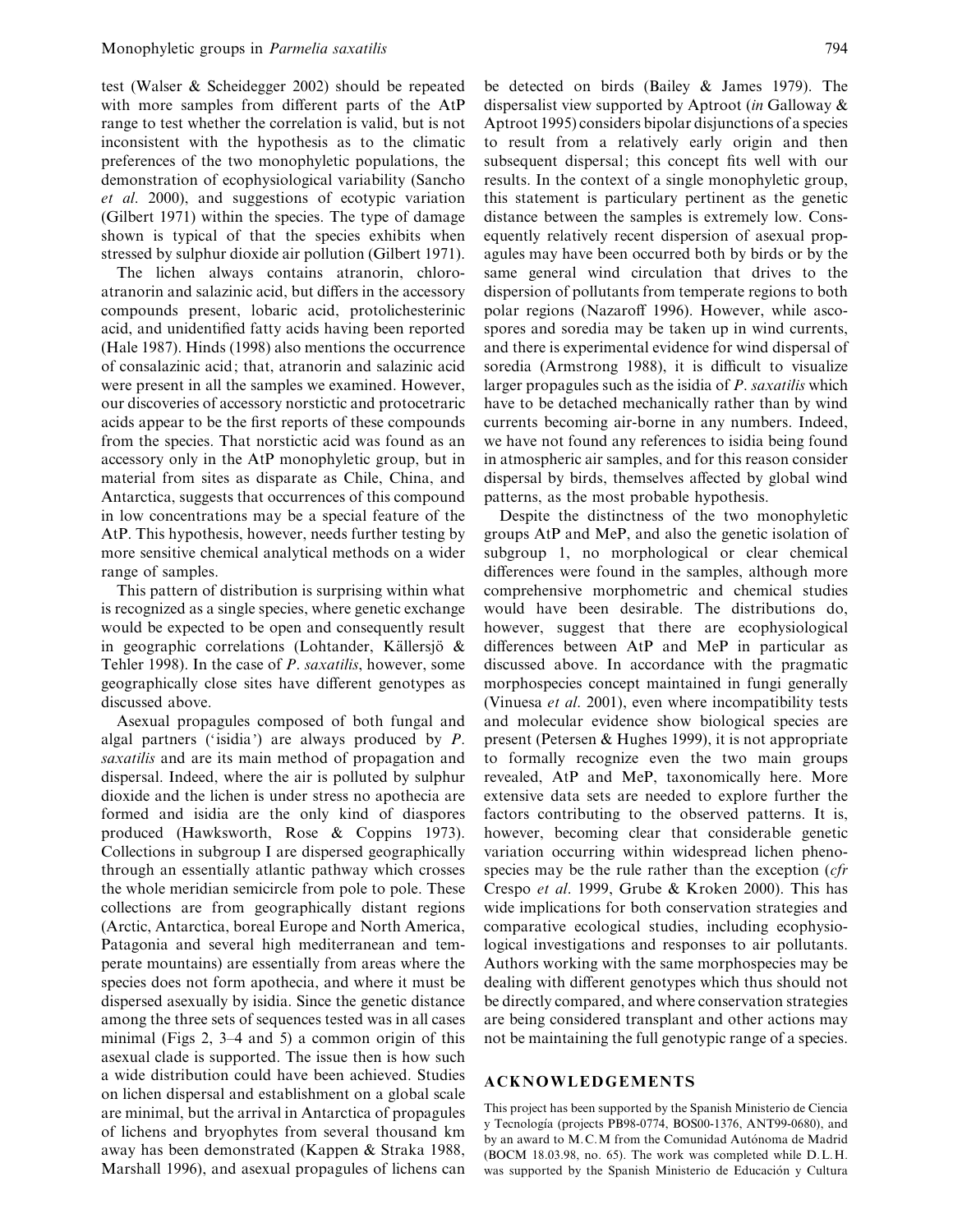test (Walser & Scheidegger 2002) should be repeated with more samples from different parts of the AtP range to test whether the correlation is valid, but is not inconsistent with the hypothesis as to the climatic preferences of the two monophyletic populations, the demonstration of ecophysiological variability (Sancho *et al.* 2000), and suggestions of ecotypic variation (Gilbert 1971) within the species. The type of damage shown is typical of that the species exhibits when stressed by sulphur dioxide air pollution (Gilbert 1971).

The lichen always contains atranorin, chloroatranorin and salazinic acid, but differs in the accessory compounds present, lobaric acid, protolichesterinic acid, and unidentified fatty acids having been reported (Hale 1987). Hinds (1998) also mentions the occurrence of consalazinic acid; that, atranorin and salazinic acid were present in all the samples we examined. However, our discoveries of accessory norstictic and protocetraric acids appear to be the first reports of these compounds from the species. That norstictic acid was found as an accessory only in the AtP monophyletic group, but in material from sites as disparate as Chile, China, and Antarctica, suggests that occurrences of this compound in low concentrations may be a special feature of the AtP. This hypothesis, however, needs further testing by more sensitive chemical analytical methods on a wider range of samples.

This pattern of distribution is surprising within what is recognized as a single species, where genetic exchange would be expected to be open and consequently result in geographic correlations (Lohtander, Källersjö & Tehler 1998). In the case of *P. saxatilis*, however, some geographically close sites have different genotypes as discussed above.

Asexual propagules composed of both fungal and algal partners ('isidia') are always produced by *P. saxatilis* and are its main method of propagation and dispersal. Indeed, where the air is polluted by sulphur dioxide and the lichen is under stress no apothecia are formed and isidia are the only kind of diaspores produced (Hawksworth, Rose & Coppins 1973). Collections in subgroup I are dispersed geographically through an essentially atlantic pathway which crosses the whole meridian semicircle from pole to pole. These collections are from geographically distant regions (Arctic, Antarctica, boreal Europe and North America, Patagonia and several high mediterranean and temperate mountains) are essentially from areas where the species does not form apothecia, and where it must be dispersed asexually by isidia. Since the genetic distance among the three sets of sequences tested was in all cases minimal (Figs 2, 3–4 and 5) a common origin of this asexual clade is supported. The issue then is how such a wide distribution could have been achieved. Studies on lichen dispersal and establishment on a global scale are minimal, but the arrival in Antarctica of propagules of lichens and bryophytes from several thousand km away has been demonstrated (Kappen & Straka 1988, Marshall 1996), and asexual propagules of lichens can be detected on birds (Bailey & James 1979). The dispersalist view supported by Aptroot (*in* Galloway & Aptroot 1995) considers bipolar disjunctions of a species to result from a relatively early origin and then subsequent dispersal; this concept fits well with our results. In the context of a single monophyletic group, this statement is particulary pertinent as the genetic distance between the samples is extremely low. Consequently relatively recent dispersion of asexual propagules may have been occurred both by birds or by the same general wind circulation that drives to the dispersion of pollutants from temperate regions to both polar regions (Nazaroff 1996). However, while ascospores and soredia may be taken up in wind currents, and there is experimental evidence for wind dispersal of soredia (Armstrong 1988), it is difficult to visualize larger propagules such as the isidia of *P. saxatilis* which have to be detached mechanically rather than by wind currents becoming air-borne in any numbers. Indeed, we have not found any references to isidia being found in atmospheric air samples, and for this reason consider dispersal by birds, themselves affected by global wind patterns, as the most probable hypothesis.

Despite the distinctness of the two monophyletic groups AtP and MeP, and also the genetic isolation of subgroup 1, no morphological or clear chemical differences were found in the samples, although more comprehensive morphometric and chemical studies would have been desirable. The distributions do, however, suggest that there are ecophysiological differences between AtP and MeP in particular as discussed above. In accordance with the pragmatic morphospecies concept maintained in fungi generally (Vinuesa *et al.* 2001), even where incompatibility tests and molecular evidence show biological species are present (Petersen & Hughes 1999), it is not appropriate to formally recognize even the two main groups revealed, AtP and MeP, taxonomically here. More extensive data sets are needed to explore further the factors contributing to the observed patterns. It is, however, becoming clear that considerable genetic variation occurring within widespread lichen phenospecies may be the rule rather than the exception (*cfr* Crespo *et al*. 1999, Grube & Kroken 2000). This has wide implications for both conservation strategies and comparative ecological studies, including ecophysiological investigations and responses to air pollutants. Authors working with the same morphospecies may be dealing with different genotypes which thus should not be directly compared, and where conservation strategies are being considered transplant and other actions may not be maintaining the full genotypic range of a species.

## ACKNOWLEDGEMENTS

This project has been supported by the Spanish Ministerio de Ciencia y Tecnología (projects PB98-0774, BOS00-1376, ANT99-0680), and by an award to M.C.M from the Comunidad Autónoma de Madrid (BOCM 18.03.98, no. 65). The work was completed while D.L.H. was supported by the Spanish Ministerio de Educación y Cultura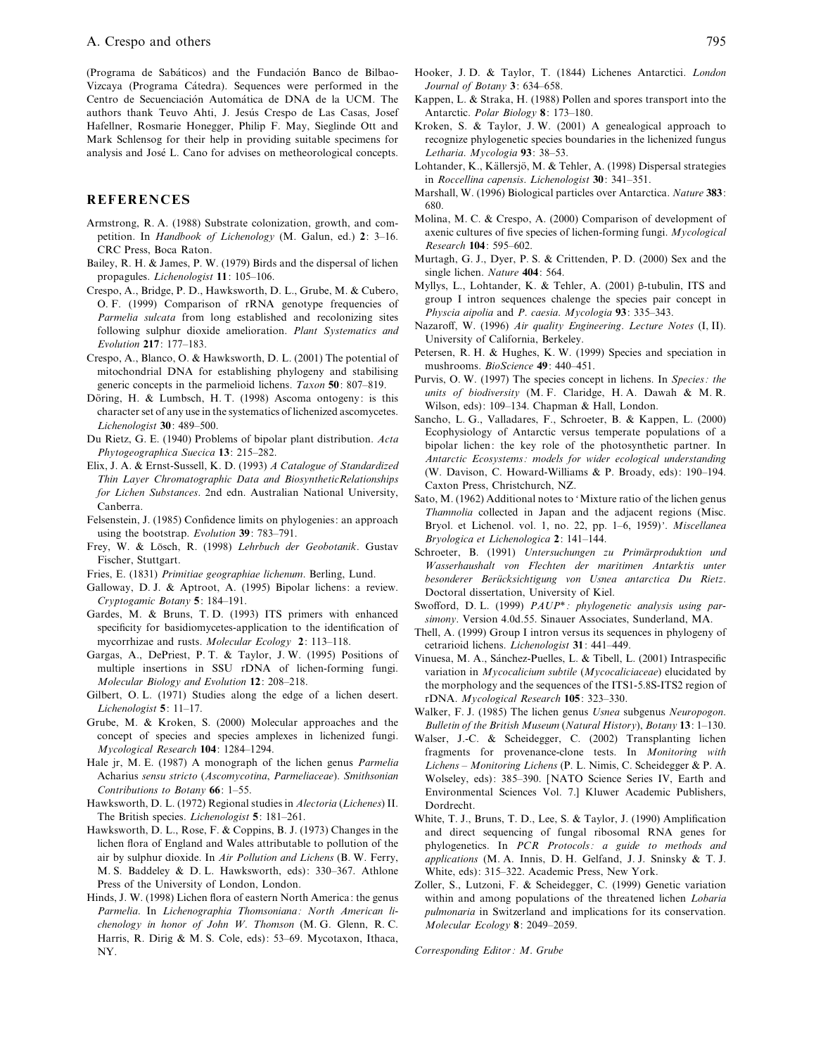(Programa de Sabáticos) and the Fundación Banco de Bilbao-Vizcaya (Programa Cátedra). Sequences were performed in the Centro de Secuenciación Automática de DNA de la UCM. The authors thank Teuvo Ahti, J. Jesús Crespo de Las Casas, Josef Hafellner, Rosmarie Honegger, Philip F. May, Sieglinde Ott and Mark Schlensog for their help in providing suitable specimens for analysis and José L. Cano for advises on metheorological concepts.

## REFERENCES

Armstrong, R. A. (1988) Substrate colonization, growth, and competition. In *Handbook of Lichenology* (M. Galun, ed.) **2**: 3–16. CRC Press, Boca Raton.

Bailey, R. H. & James, P. W. (1979) Birds and the dispersal of lichen propagules. *Lichenologist* **11**: 105–106.

Crespo, A., Bridge, P. D., Hawksworth, D. L., Grube, M. & Cubero, O. F. (1999) Comparison of rRNA genotype frequencies of *Parmelia sulcata* from long established and recolonizing sites following sulphur dioxide amelioration. *Plant Systematics and Evolution* **217**: 177–183.

Crespo, A., Blanco, O. & Hawksworth, D. L. (2001) The potential of mitochondrial DNA for establishing phylogeny and stabilising generic concepts in the parmelioid lichens. *Taxon* **50**: 807–819.

Döring, H. & Lumbsch, H. T. (1998) Ascoma ontogeny: is this character set of any use in the systematics of lichenized ascomycetes. *Lichenologist* **30**: 489–500.

Du Rietz, G. E. (1940) Problems of bipolar plant distribution. *Acta Phytogeographica Suecica* **13**: 215–282.

Elix, J. A. & Ernst-Sussell, K. D. (1993) *A Catalogue of Standardized Thin Layer Chromatographic Data and BiosyntheticRelationships for Lichen Substances*. 2nd edn. Australian National University, Canberra.

Felsenstein, J. (1985) Confidence limits on phylogenies: an approach using the bootstrap. *Evolution* **39**: 783–791.

Frey, W. & Lösch, R. (1998) *Lehrbuch der Geobotanik*. Gustav Fischer, Stuttgart.

Fries, E. (1831) *Primitiae geographiae lichenum*. Berling, Lund.

Galloway, D. J. & Aptroot, A. (1995) Bipolar lichens: a review. *Cryptogamic Botany* **5**: 184–191.

Gardes, M. & Bruns, T. D. (1993) ITS primers with enhanced specificity for basidiomycetes-application to the identification of mycorrhizae and rusts. *Molecular Ecology* **2**: 113–118.

Gargas, A., DePriest, P. T. & Taylor, J. W. (1995) Positions of multiple insertions in SSU rDNA of lichen-forming fungi. *Molecular Biology and Evolution* **12**: 208–218.

Gilbert, O. L. (1971) Studies along the edge of a lichen desert. *Lichenologist* **5**: 11–17.

Grube, M. & Kroken, S. (2000) Molecular approaches and the concept of species and species amplexes in lichenized fungi. *Mycological Research* **104**: 1284–1294.

Hale jr, M. E. (1987) A monograph of the lichen genus *Parmelia* Acharius *sensu stricto* (*Ascomycotina*, *Parmeliaceae*). *Smithsonian Contributions to Botany* **66**: 1–55.

Hawksworth, D. L. (1972) Regional studies in *Alectoria* (*Lichenes*) II. The British species. *Lichenologist* **5**: 181–261.

Hawksworth, D. L., Rose, F. & Coppins, B. J. (1973) Changes in the lichen flora of England and Wales attributable to pollution of the air by sulphur dioxide. In *Air Pollution and Lichens* (B. W. Ferry, M. S. Baddeley & D. L. Hawksworth, eds): 330–367. Athlone Press of the University of London, London.

Hinds, J. W. (1998) Lichen flora of eastern North America: the genus *Parmelia*. In *Lichenographia Thomsoniana: North American lichenology in honor of John W. Thomson* (M. G. Glenn, R. C. Harris, R. Dirig & M. S. Cole, eds): 53–69. Mycotaxon, Ithaca, NY.

Hooker, J. D. & Taylor, T. (1844) Lichenes Antarctici. *London Journal of Botany* **3**: 634–658.

Kappen, L. & Straka, H. (1988) Pollen and spores transport into the Antarctic. *Polar Biology* **8**: 173–180.

Kroken, S. & Taylor, J. W. (2001) A genealogical approach to recognize phylogenetic species boundaries in the lichenized fungus *Letharia*. *Mycologia* **93**: 38–53.

Lohtander, K., Källersjö, M. & Tehler, A. (1998) Dispersal strategies in *Roccellina capensis*. *Lichenologist* **30**: 341–351.

Marshall, W. (1996) Biological particles over Antarctica. *Nature* **383**: 680.

Molina, M. C. & Crespo, A. (2000) Comparison of development of axenic cultures of five species of lichen-forming fungi. *Mycological Research* **104**: 595–602.

Murtagh, G. J., Dyer, P. S. & Crittenden, P. D. (2000) Sex and the single lichen. *Nature* **404**: 564.

Myllys, L., Lohtander, K. & Tehler, A. (2001) β-tubulin, ITS and group I intron sequences chalenge the species pair concept in *Physcia aipolia* and *P. caesia*. *Mycologia* **93**: 335–343.

Nazaroff, W. (1996) *Air quality Engineering*. *Lecture Notes* (I, II). University of California, Berkeley.

Petersen, R. H. & Hughes, K. W. (1999) Species and speciation in mushrooms. *BioScience* **49**: 440–451.

Purvis, O. W. (1997) The species concept in lichens. In *Species: the units of biodiversity* (M. F. Claridge, H. A. Dawah & M. R. Wilson, eds): 109–134. Chapman & Hall, London.

Sancho, L. G., Valladares, F., Schroeter, B. & Kappen, L. (2000) Ecophysiology of Antarctic versus temperate populations of a bipolar lichen: the key role of the photosynthetic partner. In *Antarctic Ecosystems: models for wider ecological understanding* (W. Davison, C. Howard-Williams & P. Broady, eds): 190–194. Caxton Press, Christchurch, NZ.

Sato, M. (1962) Additional notes to 'Mixture ratio of the lichen genus *Thamnolia* collected in Japan and the adjacent regions (Misc. Bryol. et Lichenol. vol. 1, no. 22, pp. 1–6, 1959)'. *Miscellanea Bryologica et Lichenologica* **2**: 141–144.

Schroeter, B. (1991) *Untersuchungen zu Primärproduktion und Wasserhaushalt von Flechten der maritimen Antarktis unter besonderer Berücksichtigung von Usnea antarctica Du Rietz*. Doctoral dissertation, University of Kiel.

Swofford, D. L. (1999) *PAUP\*: phylogenetic analysis using parsimony*. Version 4.0d.55. Sinauer Associates, Sunderland, MA.

Thell, A. (1999) Group I intron versus its sequences in phylogeny of cetrarioid lichens. *Lichenologist* **31**: 441–449.

Vinuesa, M. A., Sánchez-Puelles, L. & Tibell, L. (2001) Intraspecific variation in *Mycocalicium subtile* (*Mycocaliciaceae*) elucidated by the morphology and the sequences of the ITS1-5.8S-ITS2 region of rDNA. *Mycological Research* **105**: 323–330.

Walker, F. J. (1985) The lichen genus *Usnea* subgenus *Neuropogon*. *Bulletin of the British Museum* (*Natural History*), *Botany* **13**: 1–130.

Walser, J.-C. & Scheidegger, C. (2002) Transplanting lichen fragments for provenance-clone tests. In *Monitoring with Lichens – Monitoring Lichens* (P. L. Nimis, C. Scheidegger & P. A. Wolseley, eds): 385–390. [NATO Science Series IV, Earth and Environmental Sciences Vol. 7.] Kluwer Academic Publishers, Dordrecht.

White, T. J., Bruns, T. D., Lee, S. & Taylor, J. (1990) Amplification and direct sequencing of fungal ribosomal RNA genes for phylogenetics. In *PCR Protocols: a guide to methods and applications* (M. A. Innis, D. H. Gelfand, J. J. Sninsky & T. J. White, eds): 315–322. Academic Press, New York.

Zoller, S., Lutzoni, F. & Scheidegger, C. (1999) Genetic variation within and among populations of the threatened lichen *Lobaria pulmonaria* in Switzerland and implications for its conservation. *Molecular Ecology* **8**: 2049–2059.

*Corresponding Editor: M. Grube*